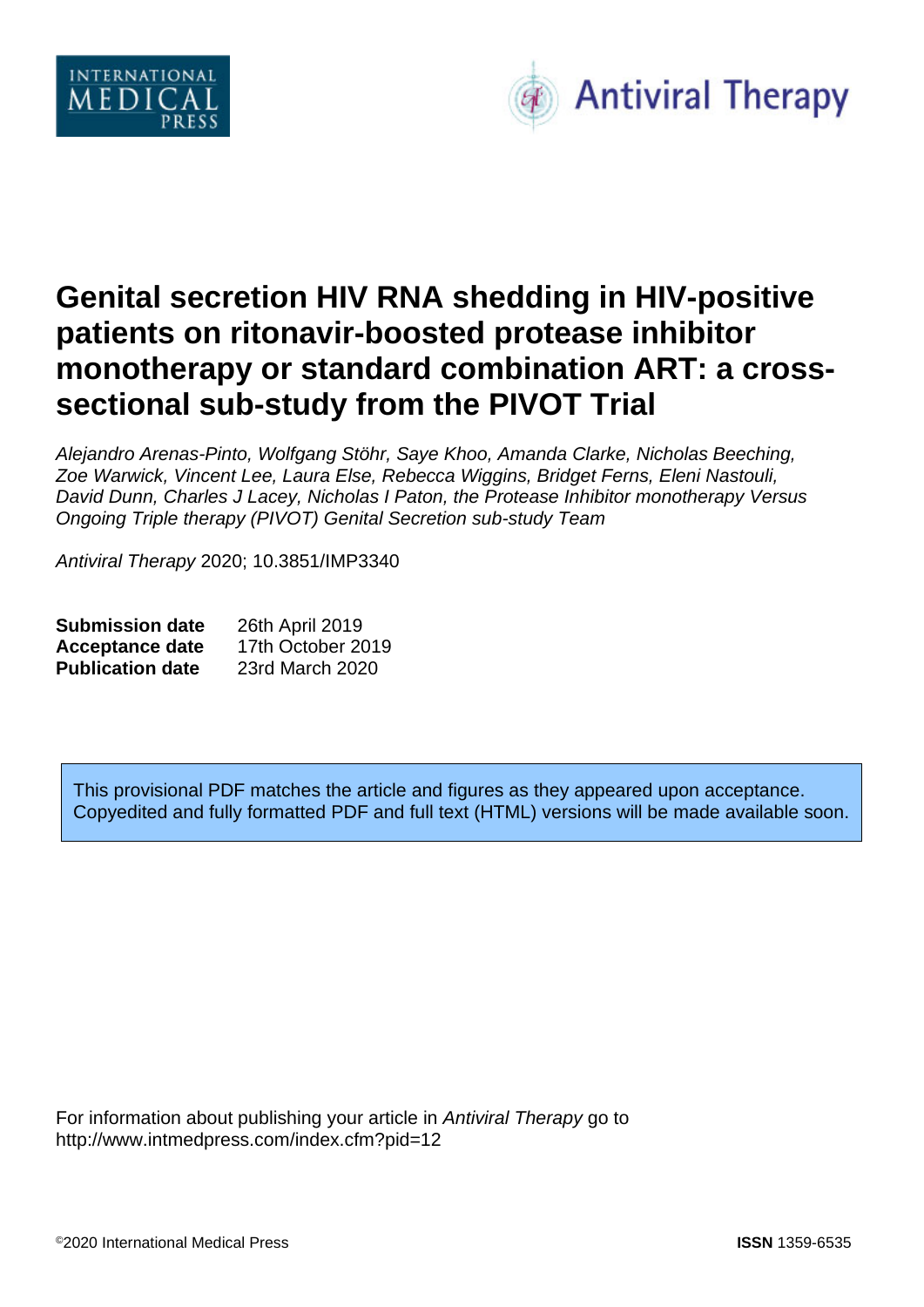INTERNATIONAL MEDICAL PRESS

Antiviral Therapy

# Genital secretion HIV RNA shedding in HIV-positive patients on ritonavir-boosted protease inhibitor monotherapy or standard combination ART: a cross-sectional sub-study from the PIVOT Trial

*Alejandro Arenas-Pinto, Wolfgang Stöhr, Saye Khoo, Amanda Clarke, Nicholas Beeching, Zoe Warwick, Vincent Lee, Laura Else, Rebecca Wiggins, Bridget Ferns, Eleni Nastouli, David Dunn, Charles J Lacey, Nicholas I Paton, the Protease Inhibitor monotherapy Versus Ongoing Triple therapy (PIVOT) Genital Secretion sub-study Team*

*Antiviral Therapy* 2020; 10.3851/IMP3340

| | |
|---|---|
| **Submission date** | 26th April 2019 |
| **Acceptance date** | 17th October 2019 |
| **Publication date** | 23rd March 2020 |

This provisional PDF matches the article and figures as they appeared upon acceptance. Copyedited and fully formatted PDF and full text (HTML) versions will be made available soon.

For information about publishing your article in *Antiviral Therapy* go to http://www.intmedpress.com/index.cfm?pid=12

©2020 International Medical Press

**ISSN** 1359-6535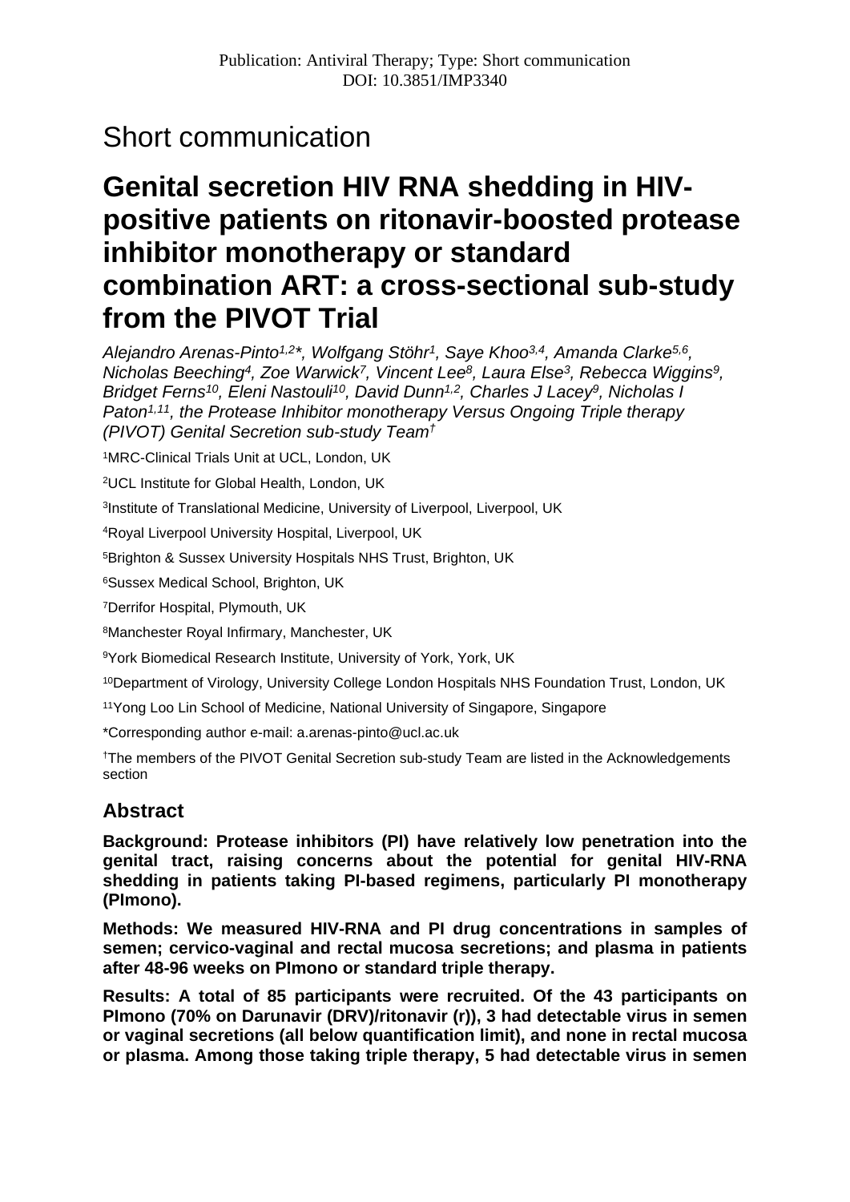Short communication

# Genital secretion HIV RNA shedding in HIV-positive patients on ritonavir-boosted protease inhibitor monotherapy or standard combination ART: a cross-sectional sub-study from the PIVOT Trial

*Alejandro Arenas-Pinto[1,2]\*, Wolfgang Stöhr[1], Saye Khoo[3,4], Amanda Clarke[5,6], Nicholas Beeching[4], Zoe Warwick[7], Vincent Lee[8], Laura Else[3], Rebecca Wiggins[9], Bridget Ferns[10], Eleni Nastouli[10], David Dunn[1,2], Charles J Lacey[9], Nicholas I Paton[1,11], the Protease Inhibitor monotherapy Versus Ongoing Triple therapy (PIVOT) Genital Secretion sub-study Team[†]*

[1]MRC-Clinical Trials Unit at UCL, London, UK

[2]UCL Institute for Global Health, London, UK

[3]Institute of Translational Medicine, University of Liverpool, Liverpool, UK

[4]Royal Liverpool University Hospital, Liverpool, UK

[5]Brighton & Sussex University Hospitals NHS Trust, Brighton, UK

[6]Sussex Medical School, Brighton, UK

[7]Derrifor Hospital, Plymouth, UK

[8]Manchester Royal Infirmary, Manchester, UK

[9]York Biomedical Research Institute, University of York, York, UK

[10]Department of Virology, University College London Hospitals NHS Foundation Trust, London, UK

[11]Yong Loo Lin School of Medicine, National University of Singapore, Singapore

\*Corresponding author e-mail: a.arenas-pinto@ucl.ac.uk

[†]The members of the PIVOT Genital Secretion sub-study Team are listed in the Acknowledgements section

## Abstract

**Background: Protease inhibitors (PI) have relatively low penetration into the genital tract, raising concerns about the potential for genital HIV-RNA shedding in patients taking PI-based regimens, particularly PI monotherapy (PImono).**

**Methods: We measured HIV-RNA and PI drug concentrations in samples of semen; cervico-vaginal and rectal mucosa secretions; and plasma in patients after 48-96 weeks on PImono or standard triple therapy.**

**Results: A total of 85 participants were recruited. Of the 43 participants on PImono (70% on Darunavir (DRV)/ritonavir (r)), 3 had detectable virus in semen or vaginal secretions (all below quantification limit), and none in rectal mucosa or plasma. Among those taking triple therapy, 5 had detectable virus in semen**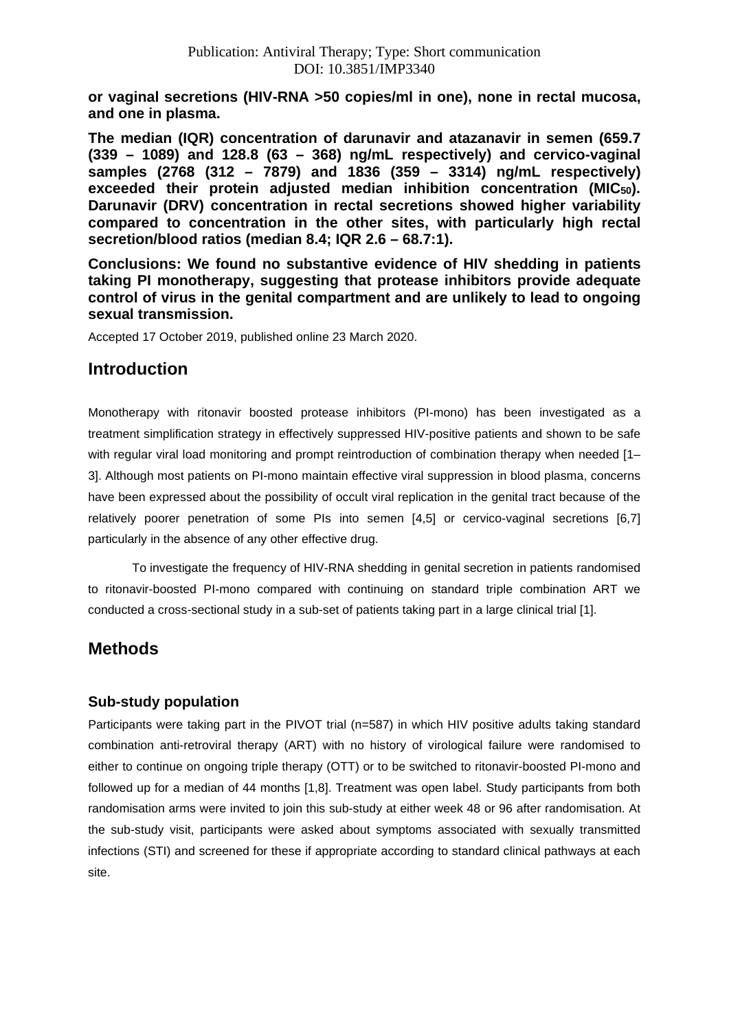**or vaginal secretions (HIV-RNA >50 copies/ml in one), none in rectal mucosa, and one in plasma.**

**The median (IQR) concentration of darunavir and atazanavir in semen (659.7 (339 – 1089) and 128.8 (63 – 368) ng/mL respectively) and cervico-vaginal samples (2768 (312 – 7879) and 1836 (359 – 3314) ng/mL respectively) exceeded their protein adjusted median inhibition concentration ($MIC_{50}$). Darunavir (DRV) concentration in rectal secretions showed higher variability compared to concentration in the other sites, with particularly high rectal secretion/blood ratios (median 8.4; IQR 2.6 – 68.7:1).**

**Conclusions: We found no substantive evidence of HIV shedding in patients taking PI monotherapy, suggesting that protease inhibitors provide adequate control of virus in the genital compartment and are unlikely to lead to ongoing sexual transmission.**

Accepted 17 October 2019, published online 23 March 2020.

## Introduction

Monotherapy with ritonavir boosted protease inhibitors (PI-mono) has been investigated as a treatment simplification strategy in effectively suppressed HIV-positive patients and shown to be safe with regular viral load monitoring and prompt reintroduction of combination therapy when needed [1–3]. Although most patients on PI-mono maintain effective viral suppression in blood plasma, concerns have been expressed about the possibility of occult viral replication in the genital tract because of the relatively poorer penetration of some PIs into semen [4,5] or cervico-vaginal secretions [6,7] particularly in the absence of any other effective drug.

To investigate the frequency of HIV-RNA shedding in genital secretion in patients randomised to ritonavir-boosted PI-mono compared with continuing on standard triple combination ART we conducted a cross-sectional study in a sub-set of patients taking part in a large clinical trial [1].

## Methods

### Sub-study population

Participants were taking part in the PIVOT trial (n=587) in which HIV positive adults taking standard combination anti-retroviral therapy (ART) with no history of virological failure were randomised to either to continue on ongoing triple therapy (OTT) or to be switched to ritonavir-boosted PI-mono and followed up for a median of 44 months [1,8]. Treatment was open label. Study participants from both randomisation arms were invited to join this sub-study at either week 48 or 96 after randomisation. At the sub-study visit, participants were asked about symptoms associated with sexually transmitted infections (STI) and screened for these if appropriate according to standard clinical pathways at each site.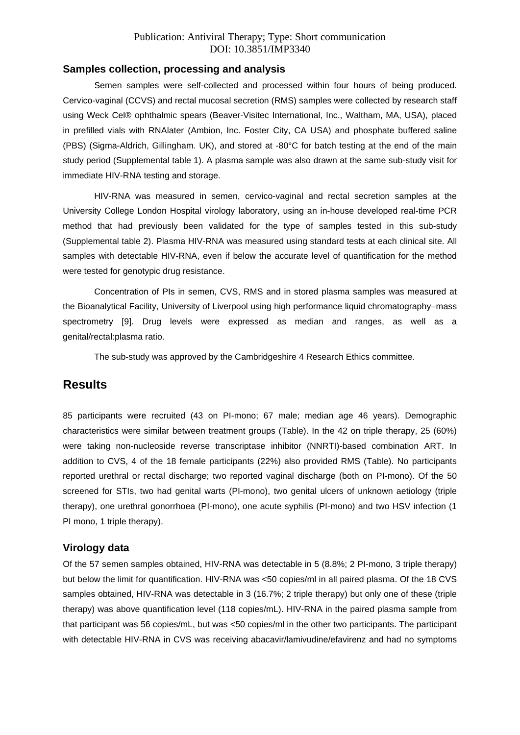### Samples collection, processing and analysis

Semen samples were self-collected and processed within four hours of being produced. Cervico-vaginal (CCVS) and rectal mucosal secretion (RMS) samples were collected by research staff using Weck Cel® ophthalmic spears (Beaver-Visitec International, Inc., Waltham, MA, USA), placed in prefilled vials with RNAlater (Ambion, Inc. Foster City, CA USA) and phosphate buffered saline (PBS) (Sigma-Aldrich, Gillingham. UK), and stored at -80°C for batch testing at the end of the main study period (Supplemental table 1). A plasma sample was also drawn at the same sub-study visit for immediate HIV-RNA testing and storage.

HIV-RNA was measured in semen, cervico-vaginal and rectal secretion samples at the University College London Hospital virology laboratory, using an in-house developed real-time PCR method that had previously been validated for the type of samples tested in this sub-study (Supplemental table 2). Plasma HIV-RNA was measured using standard tests at each clinical site. All samples with detectable HIV-RNA, even if below the accurate level of quantification for the method were tested for genotypic drug resistance.

Concentration of PIs in semen, CVS, RMS and in stored plasma samples was measured at the Bioanalytical Facility, University of Liverpool using high performance liquid chromatography–mass spectrometry [9]. Drug levels were expressed as median and ranges, as well as a genital/rectal:plasma ratio.

The sub-study was approved by the Cambridgeshire 4 Research Ethics committee.

## Results

85 participants were recruited (43 on PI-mono; 67 male; median age 46 years). Demographic characteristics were similar between treatment groups (Table). In the 42 on triple therapy, 25 (60%) were taking non-nucleoside reverse transcriptase inhibitor (NNRTI)-based combination ART. In addition to CVS, 4 of the 18 female participants (22%) also provided RMS (Table). No participants reported urethral or rectal discharge; two reported vaginal discharge (both on PI-mono). Of the 50 screened for STIs, two had genital warts (PI-mono), two genital ulcers of unknown aetiology (triple therapy), one urethral gonorrhoea (PI-mono), one acute syphilis (PI-mono) and two HSV infection (1 PI mono, 1 triple therapy).

### Virology data

Of the 57 semen samples obtained, HIV-RNA was detectable in 5 (8.8%; 2 PI-mono, 3 triple therapy) but below the limit for quantification. HIV-RNA was <50 copies/ml in all paired plasma. Of the 18 CVS samples obtained, HIV-RNA was detectable in 3 (16.7%; 2 triple therapy) but only one of these (triple therapy) was above quantification level (118 copies/mL). HIV-RNA in the paired plasma sample from that participant was 56 copies/mL, but was <50 copies/ml in the other two participants. The participant with detectable HIV-RNA in CVS was receiving abacavir/lamivudine/efavirenz and had no symptoms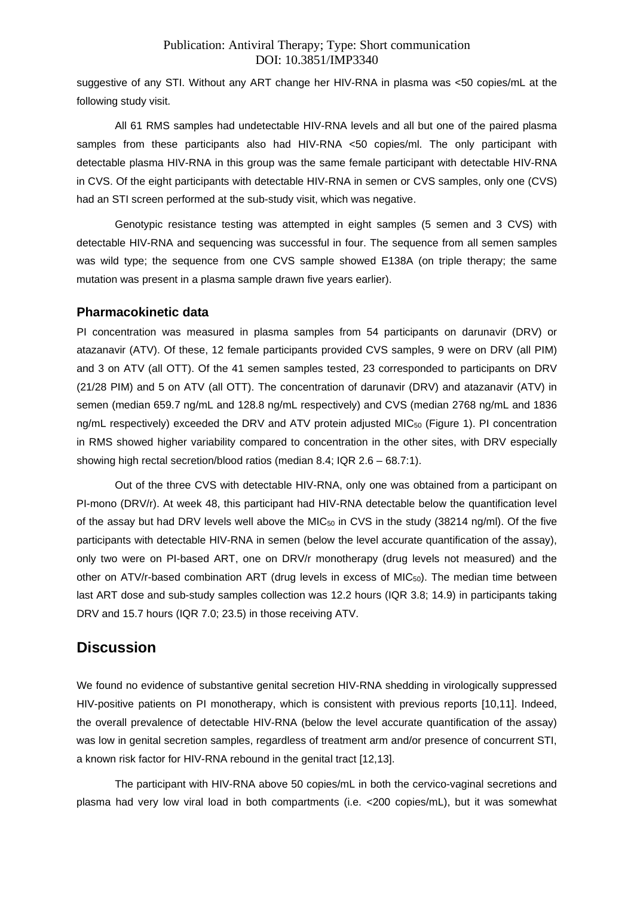suggestive of any STI. Without any ART change her HIV-RNA in plasma was <50 copies/mL at the following study visit.

All 61 RMS samples had undetectable HIV-RNA levels and all but one of the paired plasma samples from these participants also had HIV-RNA <50 copies/ml. The only participant with detectable plasma HIV-RNA in this group was the same female participant with detectable HIV-RNA in CVS. Of the eight participants with detectable HIV-RNA in semen or CVS samples, only one (CVS) had an STI screen performed at the sub-study visit, which was negative.

Genotypic resistance testing was attempted in eight samples (5 semen and 3 CVS) with detectable HIV-RNA and sequencing was successful in four. The sequence from all semen samples was wild type; the sequence from one CVS sample showed E138A (on triple therapy; the same mutation was present in a plasma sample drawn five years earlier).

### Pharmacokinetic data

PI concentration was measured in plasma samples from 54 participants on darunavir (DRV) or atazanavir (ATV). Of these, 12 female participants provided CVS samples, 9 were on DRV (all PIM) and 3 on ATV (all OTT). Of the 41 semen samples tested, 23 corresponded to participants on DRV (21/28 PIM) and 5 on ATV (all OTT). The concentration of darunavir (DRV) and atazanavir (ATV) in semen (median 659.7 ng/mL and 128.8 ng/mL respectively) and CVS (median 2768 ng/mL and 1836 ng/mL respectively) exceeded the DRV and ATV protein adjusted $MIC_{50}$ (Figure 1). PI concentration in RMS showed higher variability compared to concentration in the other sites, with DRV especially showing high rectal secretion/blood ratios (median 8.4; IQR 2.6 – 68.7:1).

Out of the three CVS with detectable HIV-RNA, only one was obtained from a participant on PI-mono (DRV/r). At week 48, this participant had HIV-RNA detectable below the quantification level of the assay but had DRV levels well above the $MIC_{50}$ in CVS in the study (38214 ng/ml). Of the five participants with detectable HIV-RNA in semen (below the level accurate quantification of the assay), only two were on PI-based ART, one on DRV/r monotherapy (drug levels not measured) and the other on ATV/r-based combination ART (drug levels in excess of $MIC_{50}$). The median time between last ART dose and sub-study samples collection was 12.2 hours (IQR 3.8; 14.9) in participants taking DRV and 15.7 hours (IQR 7.0; 23.5) in those receiving ATV.

## Discussion

We found no evidence of substantive genital secretion HIV-RNA shedding in virologically suppressed HIV-positive patients on PI monotherapy, which is consistent with previous reports [10,11]. Indeed, the overall prevalence of detectable HIV-RNA (below the level accurate quantification of the assay) was low in genital secretion samples, regardless of treatment arm and/or presence of concurrent STI, a known risk factor for HIV-RNA rebound in the genital tract [12,13].

The participant with HIV-RNA above 50 copies/mL in both the cervico-vaginal secretions and plasma had very low viral load in both compartments (i.e. <200 copies/mL), but it was somewhat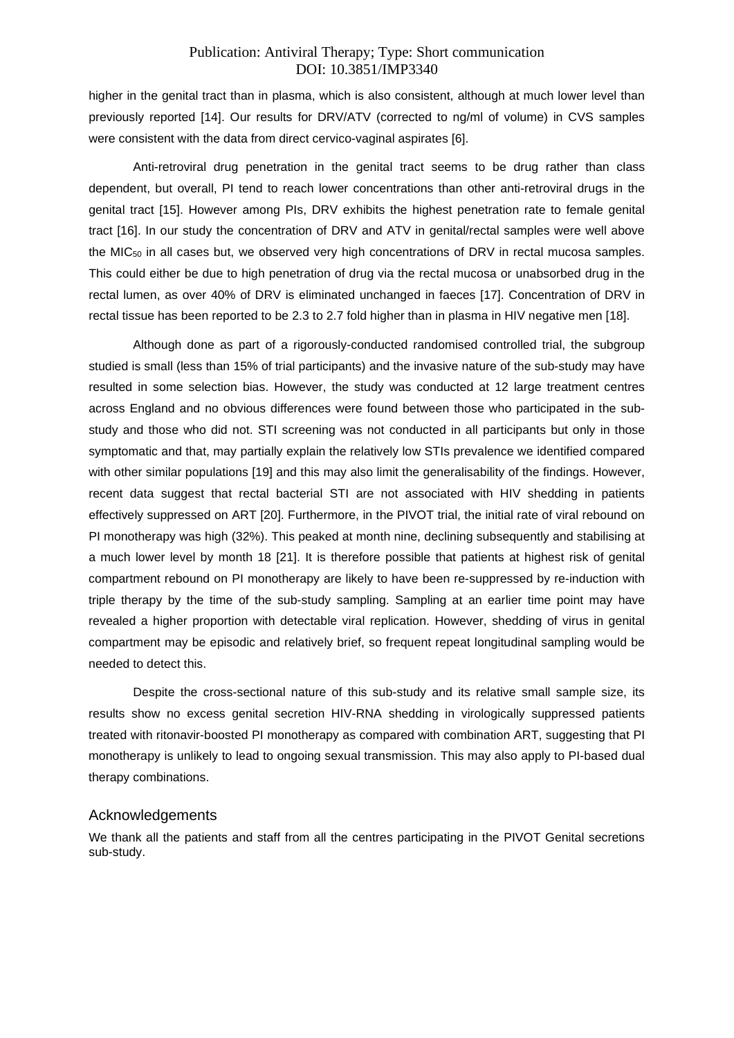higher in the genital tract than in plasma, which is also consistent, although at much lower level than previously reported [14]. Our results for DRV/ATV (corrected to ng/ml of volume) in CVS samples were consistent with the data from direct cervico-vaginal aspirates [6].

Anti-retroviral drug penetration in the genital tract seems to be drug rather than class dependent, but overall, PI tend to reach lower concentrations than other anti-retroviral drugs in the genital tract [15]. However among PIs, DRV exhibits the highest penetration rate to female genital tract [16]. In our study the concentration of DRV and ATV in genital/rectal samples were well above the $MIC_{50}$ in all cases but, we observed very high concentrations of DRV in rectal mucosa samples. This could either be due to high penetration of drug via the rectal mucosa or unabsorbed drug in the rectal lumen, as over 40% of DRV is eliminated unchanged in faeces [17]. Concentration of DRV in rectal tissue has been reported to be 2.3 to 2.7 fold higher than in plasma in HIV negative men [18].

Although done as part of a rigorously-conducted randomised controlled trial, the subgroup studied is small (less than 15% of trial participants) and the invasive nature of the sub-study may have resulted in some selection bias. However, the study was conducted at 12 large treatment centres across England and no obvious differences were found between those who participated in the sub-study and those who did not. STI screening was not conducted in all participants but only in those symptomatic and that, may partially explain the relatively low STIs prevalence we identified compared with other similar populations [19] and this may also limit the generalisability of the findings. However, recent data suggest that rectal bacterial STI are not associated with HIV shedding in patients effectively suppressed on ART [20]. Furthermore, in the PIVOT trial, the initial rate of viral rebound on PI monotherapy was high (32%). This peaked at month nine, declining subsequently and stabilising at a much lower level by month 18 [21]. It is therefore possible that patients at highest risk of genital compartment rebound on PI monotherapy are likely to have been re-suppressed by re-induction with triple therapy by the time of the sub-study sampling. Sampling at an earlier time point may have revealed a higher proportion with detectable viral replication. However, shedding of virus in genital compartment may be episodic and relatively brief, so frequent repeat longitudinal sampling would be needed to detect this.

Despite the cross-sectional nature of this sub-study and its relative small sample size, its results show no excess genital secretion HIV-RNA shedding in virologically suppressed patients treated with ritonavir-boosted PI monotherapy as compared with combination ART, suggesting that PI monotherapy is unlikely to lead to ongoing sexual transmission. This may also apply to PI-based dual therapy combinations.

## Acknowledgements

We thank all the patients and staff from all the centres participating in the PIVOT Genital secretions sub-study.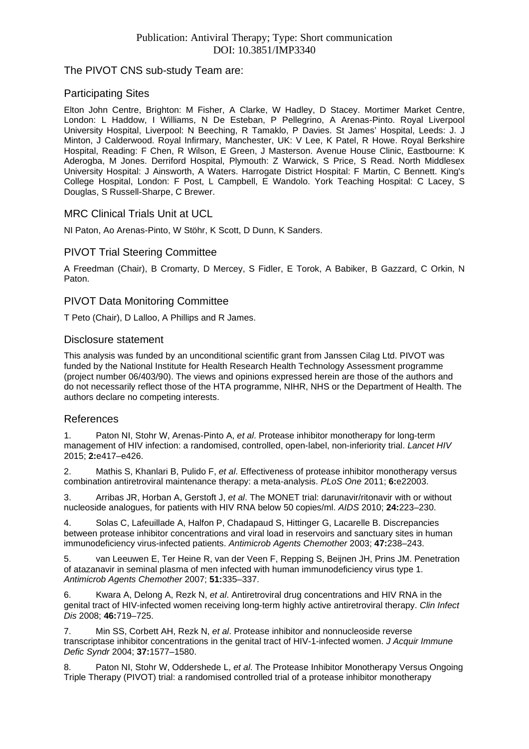The PIVOT CNS sub-study Team are:

## Participating Sites

Elton John Centre, Brighton: M Fisher, A Clarke, W Hadley, D Stacey. Mortimer Market Centre, London: L Haddow, I Williams, N De Esteban, P Pellegrino, A Arenas-Pinto. Royal Liverpool University Hospital, Liverpool: N Beeching, R Tamaklo, P Davies. St James' Hospital, Leeds: J. J Minton, J Calderwood. Royal Infirmary, Manchester, UK: V Lee, K Patel, R Howe. Royal Berkshire Hospital, Reading: F Chen, R Wilson, E Green, J Masterson. Avenue House Clinic, Eastbourne: K Aderogba, M Jones. Derriford Hospital, Plymouth: Z Warwick, S Price, S Read. North Middlesex University Hospital: J Ainsworth, A Waters. Harrogate District Hospital: F Martin, C Bennett. King's College Hospital, London: F Post, L Campbell, E Wandolo. York Teaching Hospital: C Lacey, S Douglas, S Russell-Sharpe, C Brewer.

## MRC Clinical Trials Unit at UCL

NI Paton, Ao Arenas-Pinto, W Stöhr, K Scott, D Dunn, K Sanders.

## PIVOT Trial Steering Committee

A Freedman (Chair), B Cromarty, D Mercey, S Fidler, E Torok, A Babiker, B Gazzard, C Orkin, N Paton.

## PIVOT Data Monitoring Committee

T Peto (Chair), D Lalloo, A Phillips and R James.

## Disclosure statement

This analysis was funded by an unconditional scientific grant from Janssen Cilag Ltd. PIVOT was funded by the National Institute for Health Research Health Technology Assessment programme (project number 06/403/90). The views and opinions expressed herein are those of the authors and do not necessarily reflect those of the HTA programme, NIHR, NHS or the Department of Health. The authors declare no competing interests.

## References

1. Paton NI, Stohr W, Arenas-Pinto A, *et al*. Protease inhibitor monotherapy for long-term management of HIV infection: a randomised, controlled, open-label, non-inferiority trial. *Lancet HIV* 2015; **2:**e417–e426.

2. Mathis S, Khanlari B, Pulido F, *et al*. Effectiveness of protease inhibitor monotherapy versus combination antiretroviral maintenance therapy: a meta-analysis. *PLoS One* 2011; **6:**e22003.

3. Arribas JR, Horban A, Gerstoft J, *et al*. The MONET trial: darunavir/ritonavir with or without nucleoside analogues, for patients with HIV RNA below 50 copies/ml. *AIDS* 2010; **24:**223–230.

4. Solas C, Lafeuillade A, Halfon P, Chadapaud S, Hittinger G, Lacarelle B. Discrepancies between protease inhibitor concentrations and viral load in reservoirs and sanctuary sites in human immunodeficiency virus-infected patients. *Antimicrob Agents Chemother* 2003; **47:**238–243.

5. van Leeuwen E, Ter Heine R, van der Veen F, Repping S, Beijnen JH, Prins JM. Penetration of atazanavir in seminal plasma of men infected with human immunodeficiency virus type 1. *Antimicrob Agents Chemother* 2007; **51:**335–337.

6. Kwara A, Delong A, Rezk N, *et al*. Antiretroviral drug concentrations and HIV RNA in the genital tract of HIV-infected women receiving long-term highly active antiretroviral therapy. *Clin Infect Dis* 2008; **46:**719–725.

7. Min SS, Corbett AH, Rezk N, *et al*. Protease inhibitor and nonnucleoside reverse transcriptase inhibitor concentrations in the genital tract of HIV-1-infected women. *J Acquir Immune Defic Syndr* 2004; **37:**1577–1580.

8. Paton NI, Stohr W, Oddershede L, *et al*. The Protease Inhibitor Monotherapy Versus Ongoing Triple Therapy (PIVOT) trial: a randomised controlled trial of a protease inhibitor monotherapy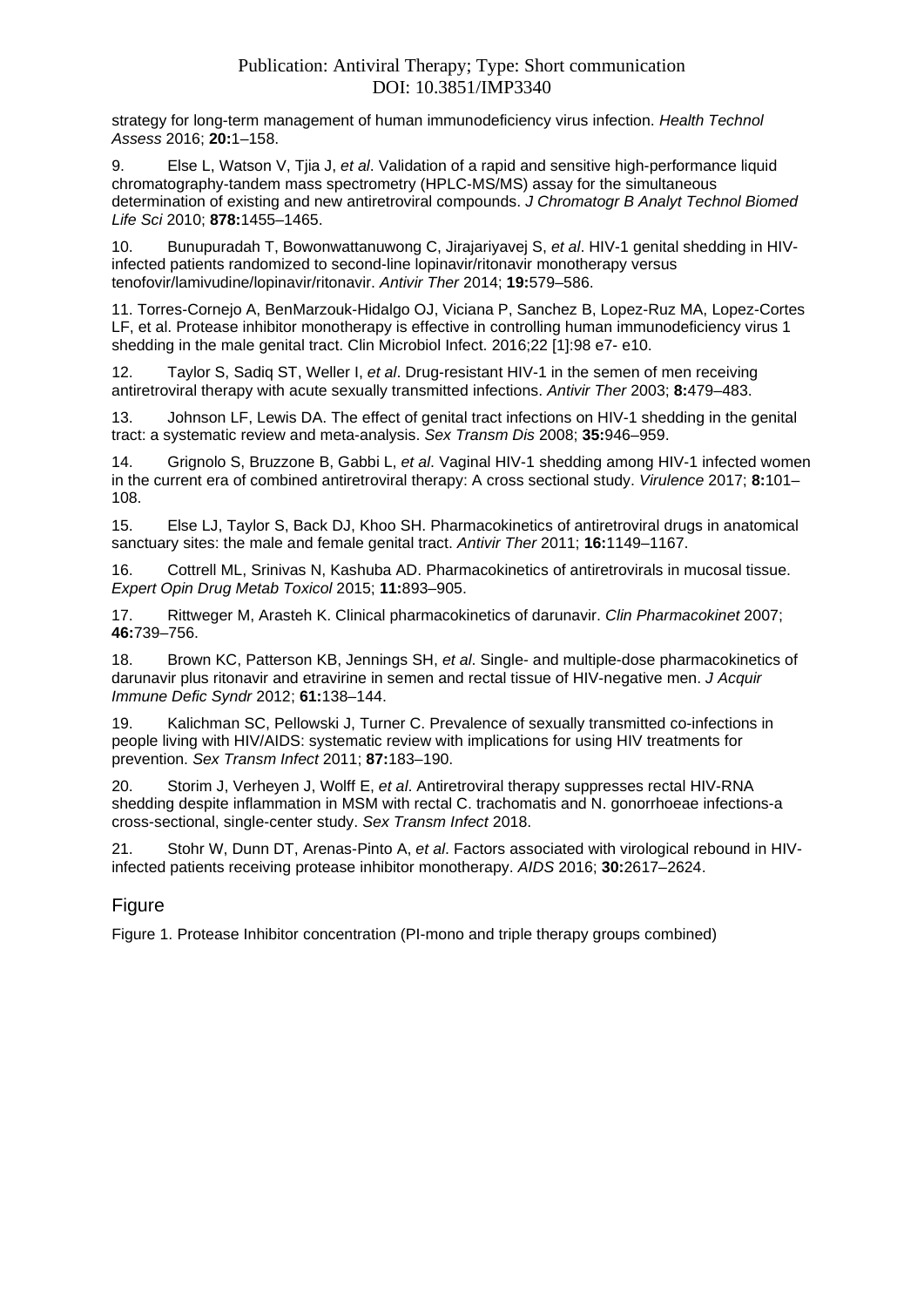strategy for long-term management of human immunodeficiency virus infection. *Health Technol Assess* 2016; **20:**1–158.

9. Else L, Watson V, Tjia J, *et al*. Validation of a rapid and sensitive high-performance liquid chromatography-tandem mass spectrometry (HPLC-MS/MS) assay for the simultaneous determination of existing and new antiretroviral compounds. *J Chromatogr B Analyt Technol Biomed Life Sci* 2010; **878:**1455–1465.

10. Bunupuradah T, Bowonwattanuwong C, Jirajariyavej S, *et al*. HIV-1 genital shedding in HIV-infected patients randomized to second-line lopinavir/ritonavir monotherapy versus tenofovir/lamivudine/lopinavir/ritonavir. *Antivir Ther* 2014; **19:**579–586.

11. Torres-Cornejo A, BenMarzouk-Hidalgo OJ, Viciana P, Sanchez B, Lopez-Ruz MA, Lopez-Cortes LF, et al. Protease inhibitor monotherapy is effective in controlling human immunodeficiency virus 1 shedding in the male genital tract. Clin Microbiol Infect. 2016;22 [1]:98 e7- e10.

12. Taylor S, Sadiq ST, Weller I, *et al*. Drug-resistant HIV-1 in the semen of men receiving antiretroviral therapy with acute sexually transmitted infections. *Antivir Ther* 2003; **8:**479–483.

13. Johnson LF, Lewis DA. The effect of genital tract infections on HIV-1 shedding in the genital tract: a systematic review and meta-analysis. *Sex Transm Dis* 2008; **35:**946–959.

14. Grignolo S, Bruzzone B, Gabbi L, *et al*. Vaginal HIV-1 shedding among HIV-1 infected women in the current era of combined antiretroviral therapy: A cross sectional study. *Virulence* 2017; **8:**101–108.

15. Else LJ, Taylor S, Back DJ, Khoo SH. Pharmacokinetics of antiretroviral drugs in anatomical sanctuary sites: the male and female genital tract. *Antivir Ther* 2011; **16:**1149–1167.

16. Cottrell ML, Srinivas N, Kashuba AD. Pharmacokinetics of antiretrovirals in mucosal tissue. *Expert Opin Drug Metab Toxicol* 2015; **11:**893–905.

17. Rittweger M, Arasteh K. Clinical pharmacokinetics of darunavir. *Clin Pharmacokinet* 2007; **46:**739–756.

18. Brown KC, Patterson KB, Jennings SH, *et al*. Single- and multiple-dose pharmacokinetics of darunavir plus ritonavir and etravirine in semen and rectal tissue of HIV-negative men. *J Acquir Immune Defic Syndr* 2012; **61:**138–144.

19. Kalichman SC, Pellowski J, Turner C. Prevalence of sexually transmitted co-infections in people living with HIV/AIDS: systematic review with implications for using HIV treatments for prevention. *Sex Transm Infect* 2011; **87:**183–190.

20. Storim J, Verheyen J, Wolff E, *et al*. Antiretroviral therapy suppresses rectal HIV-RNA shedding despite inflammation in MSM with rectal C. trachomatis and N. gonorrhoeae infections-a cross-sectional, single-center study. *Sex Transm Infect* 2018.

21. Stohr W, Dunn DT, Arenas-Pinto A, *et al*. Factors associated with virological rebound in HIV-infected patients receiving protease inhibitor monotherapy. *AIDS* 2016; **30:**2617–2624.

## Figure

Figure 1. Protease Inhibitor concentration (PI-mono and triple therapy groups combined)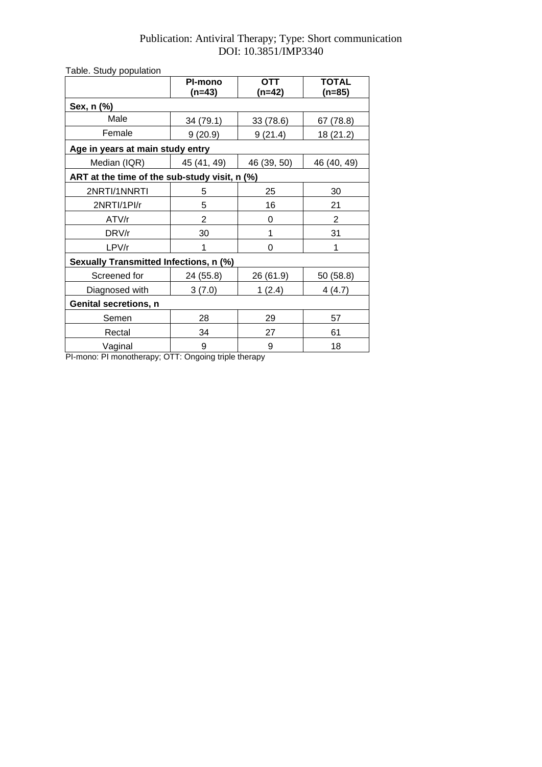Table. Study population

| | PI-mono (n=43) | OTT (n=42) | TOTAL (n=85) |
|---|---|---|---|
| **Sex, n (%)** | | | |
| Male | 34 (79.1) | 33 (78.6) | 67 (78.8) |
| Female | 9 (20.9) | 9 (21.4) | 18 (21.2) |
| **Age in years at main study entry** | | | |
| Median (IQR) | 45 (41, 49) | 46 (39, 50) | 46 (40, 49) |
| **ART at the time of the sub-study visit, n (%)** | | | |
| 2NRTI/1NNRTI | 5 | 25 | 30 |
| 2NRTI/1PI/r | 5 | 16 | 21 |
| ATV/r | 2 | 0 | 2 |
| DRV/r | 30 | 1 | 31 |
| LPV/r | 1 | 0 | 1 |
| **Sexually Transmitted Infections, n (%)** | | | |
| Screened for | 24 (55.8) | 26 (61.9) | 50 (58.8) |
| Diagnosed with | 3 (7.0) | 1 (2.4) | 4 (4.7) |
| **Genital secretions, n** | | | |
| Semen | 28 | 29 | 57 |
| Rectal | 34 | 27 | 61 |
| Vaginal | 9 | 9 | 18 |

PI-mono: PI monotherapy; OTT: Ongoing triple therapy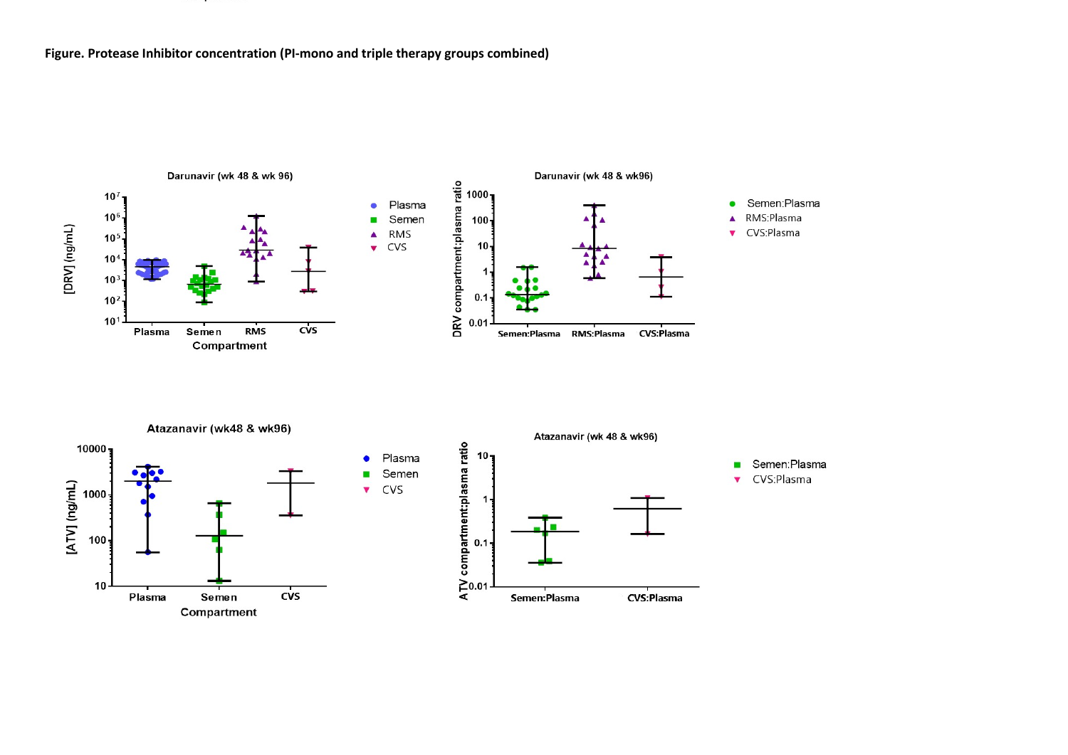**Figure. Protease Inhibitor concentration (PI-mono and triple therapy groups combined)**

Darunavir (wk 48 & wk 96)

[DRV] (ng/mL)

$10^7$
$10^6$
$10^5$
$10^4$
$10^3$
$10^2$
$10^1$

Plasma
Semen
RMS
CVS

Compartment

Plasma
Semen
RMS
CVS

Darunavir (wk 48 & wk96)

DRV compartment:plasma ratio

1000
100
10
1
0.1
0.01

Semen:Plasma
RMS:Plasma
CVS:Plasma

Semen:Plasma
RMS:Plasma
CVS:Plasma

Atazanavir (wk48 & wk96)

[ATV] (ng/mL)

10000
1000
100
10

Plasma
Semen
CVS

Compartment

Plasma
Semen
CVS

Atazanavir (wk 48 & wk96)

ATV compartment:plasma ratio

10
1
0.1
0.01

Semen:Plasma
CVS:Plasma

Semen:Plasma
CVS:Plasma